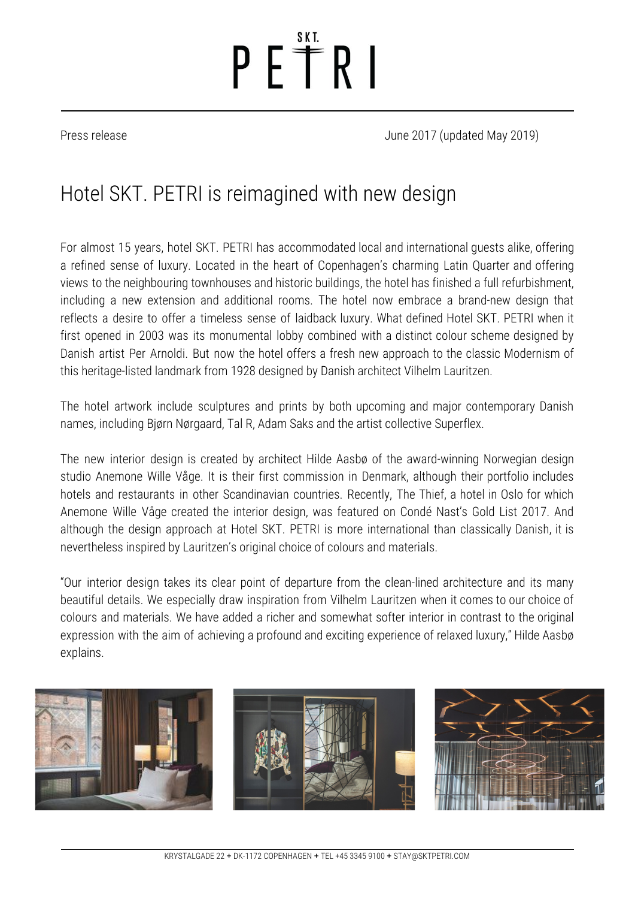Press release

June 2017 (updated May 2019)

# Hotel SKT. PETRI is reimagined with new design

For almost 15 years, hotel SKT. PETRI has accommodated local and international guests alike, offering a refined sense of luxury. Located in the heart of Copenhagen's charming Latin Quarter and offering views to the neighbouring townhouses and historic buildings, the hotel has finished a full refurbishment, including a new extension and additional rooms. The hotel now embrace a brand-new design that reflects a desire to offer a timeless sense of laidback luxury. What defined Hotel SKT. PETRI when it first opened in 2003 was its monumental lobby combined with a distinct colour scheme designed by Danish artist Per Arnoldi. But now the hotel offers a fresh new approach to the classic Modernism of this heritage-listed landmark from 1928 designed by Danish architect Vilhelm Lauritzen.

The hotel artwork include sculptures and prints by both upcoming and major contemporary Danish names, including Bjørn Nørgaard, Tal R, Adam Saks and the artist collective Superflex.

The new interior design is created by architect Hilde Aasbø of the award-winning Norwegian design studio Anemone Wille Våge. It is their first commission in Denmark, although their portfolio includes hotels and restaurants in other Scandinavian countries. Recently, The Thief, a hotel in Oslo for which Anemone Wille Våge created the interior design, was featured on Condé Nast's Gold List 2017. And although the design approach at Hotel SKT. PETRI is more international than classically Danish, it is nevertheless inspired by Lauritzen's original choice of colours and materials.

"Our interior design takes its clear point of departure from the clean-lined architecture and its many beautiful details. We especially draw inspiration from Vilhelm Lauritzen when it comes to our choice of colours and materials. We have added a richer and somewhat softer interior in contrast to the original expression with the aim of achieving a profound and exciting experience of relaxed luxury," Hilde Aasbø explains.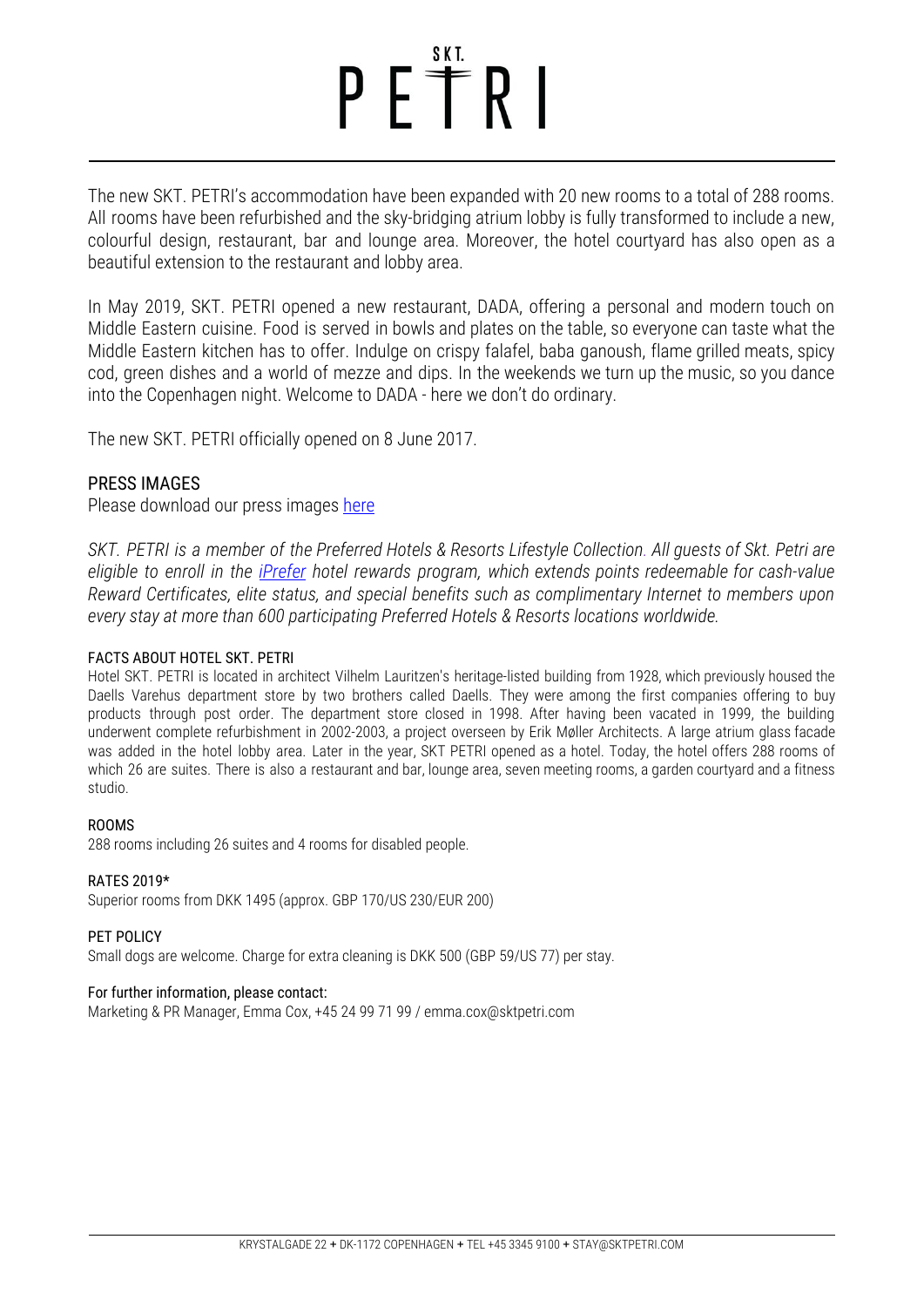SKT. PETRI

The new SKT. PETRI's accommodation have been expanded with 20 new rooms to a total of 288 rooms. All rooms have been refurbished and the sky-bridging atrium lobby is fully transformed to include a new, colourful design, restaurant, bar and lounge area. Moreover, the hotel courtyard has also open as a beautiful extension to the restaurant and lobby area.

In May 2019, SKT. PETRI opened a new restaurant, DADA, offering a personal and modern touch on Middle Eastern cuisine. Food is served in bowls and plates on the table, so everyone can taste what the Middle Eastern kitchen has to offer. Indulge on crispy falafel, baba ganoush, flame grilled meats, spicy cod, green dishes and a world of mezze and dips. In the weekends we turn up the music, so you dance into the Copenhagen night. Welcome to DADA - here we don't do ordinary.

The new SKT. PETRI officially opened on 8 June 2017.

## PRESS IMAGES

Please download our press images here

*SKT. PETRI is a member of the Preferred Hotels & Resorts Lifestyle Collection. All guests of Skt. Petri are eligible to enroll in the iPrefer hotel rewards program, which extends points redeemable for cash-value Reward Certificates, elite status, and special benefits such as complimentary Internet to members upon every stay at more than 600 participating Preferred Hotels & Resorts locations worldwide.*

### FACTS ABOUT HOTEL SKT. PETRI

Hotel SKT. PETRI is located in architect Vilhelm Lauritzen's heritage-listed building from 1928, which previously housed the Daells Varehus department store by two brothers called Daells. They were among the first companies offering to buy products through post order. The department store closed in 1998. After having been vacated in 1999, the building underwent complete refurbishment in 2002-2003, a project overseen by Erik Møller Architects. A large atrium glass facade was added in the hotel lobby area. Later in the year, SKT PETRI opened as a hotel. Today, the hotel offers 288 rooms of which 26 are suites. There is also a restaurant and bar, lounge area, seven meeting rooms, a garden courtyard and a fitness studio.

### ROOMS

288 rooms including 26 suites and 4 rooms for disabled people.

### RATES 2019*

Superior rooms from DKK 1495 (approx. GBP 170/US 230/EUR 200)

### PET POLICY

Small dogs are welcome. Charge for extra cleaning is DKK 500 (GBP 59/US 77) per stay.

### For further information, please contact:

Marketing & PR Manager, Emma Cox, +45 24 99 71 99 / emma.cox@sktpetri.com

KRYSTALGADE 22 + DK-1172 COPENHAGEN + TEL +45 3345 9100 + STAY@SKTPETRI.COM